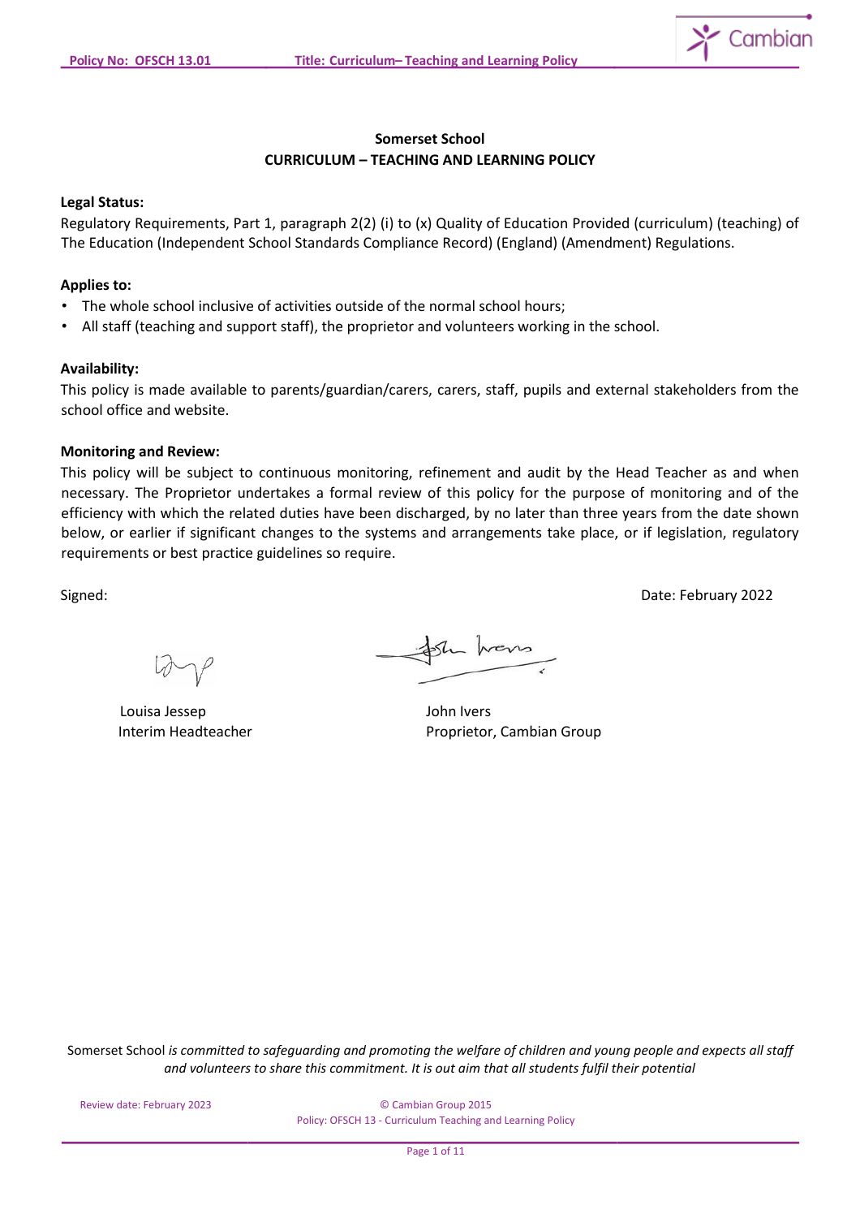**Somerset School**
**CURRICULUM – TEACHING AND LEARNING POLICY**

**Legal Status:**
Regulatory Requirements, Part 1, paragraph 2(2) (i) to (x) Quality of Education Provided (curriculum) (teaching) of The Education (Independent School Standards Compliance Record) (England) (Amendment) Regulations.

**Applies to:**

- The whole school inclusive of activities outside of the normal school hours;
- All staff (teaching and support staff), the proprietor and volunteers working in the school.

**Availability:**
This policy is made available to parents/guardian/carers, carers, staff, pupils and external stakeholders from the school office and website.

**Monitoring and Review:**
This policy will be subject to continuous monitoring, refinement and audit by the Head Teacher as and when necessary. The Proprietor undertakes a formal review of this policy for the purpose of monitoring and of the efficiency with which the related duties have been discharged, by no later than three years from the date shown below, or earlier if significant changes to the systems and arrangements take place, or if legislation, regulatory requirements or best practice guidelines so require.

Signed: Date: February 2022

Louisa Jessep
Interim Headteacher

John Ivers
Proprietor, Cambian Group

Somerset School *is committed to safeguarding and promoting the welfare of children and young people and expects all staff and volunteers to share this commitment. It is out aim that all students fulfil their potential*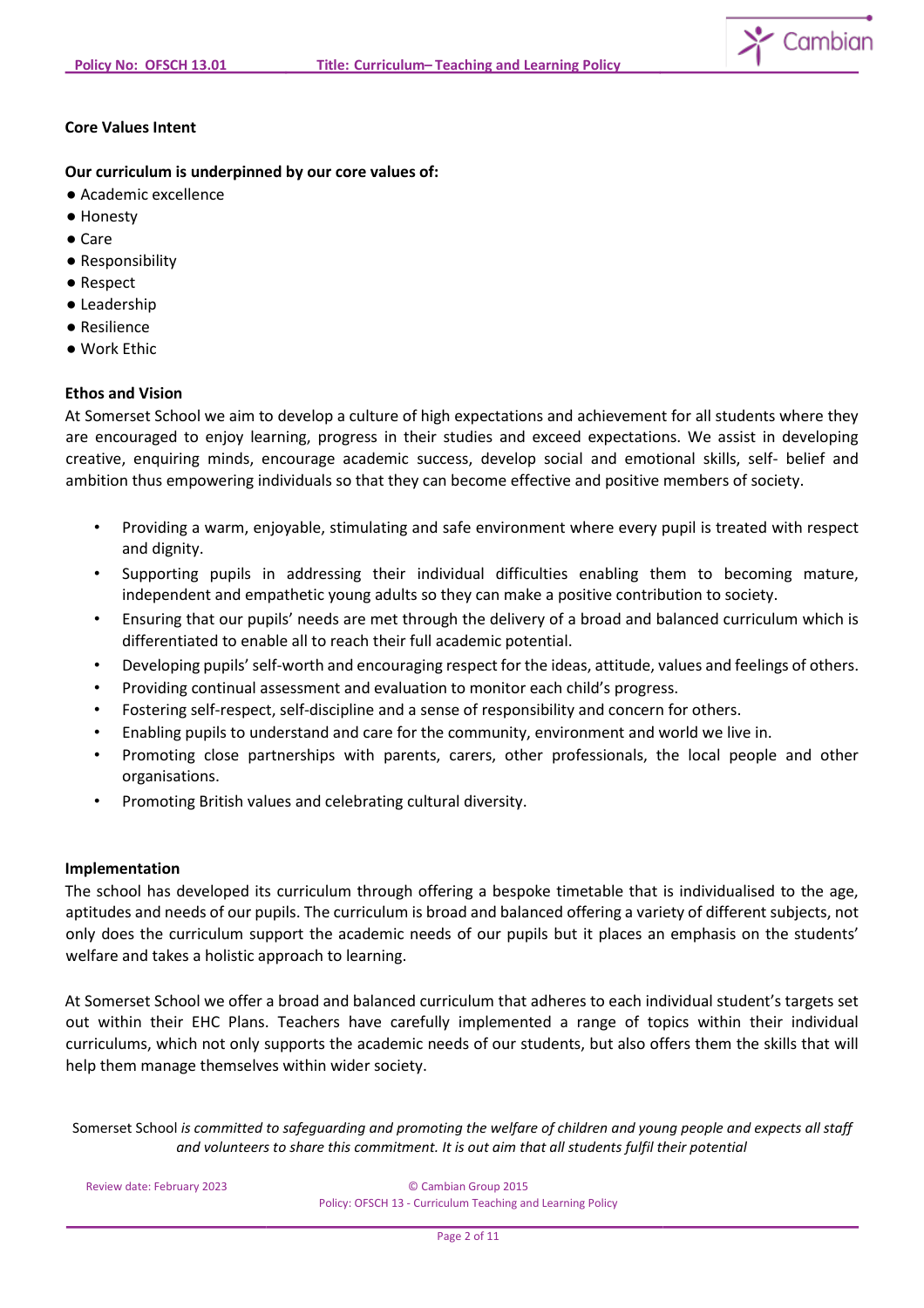**Core Values Intent**

**Our curriculum is underpinned by our core values of:**

- Academic excellence
- Honesty
- Care
- Responsibility
- Respect
- Leadership
- Resilience
- Work Ethic

**Ethos and Vision**

At Somerset School we aim to develop a culture of high expectations and achievement for all students where they are encouraged to enjoy learning, progress in their studies and exceed expectations. We assist in developing creative, enquiring minds, encourage academic success, develop social and emotional skills, self- belief and ambition thus empowering individuals so that they can become effective and positive members of society.

- Providing a warm, enjoyable, stimulating and safe environment where every pupil is treated with respect and dignity.
- Supporting pupils in addressing their individual difficulties enabling them to becoming mature, independent and empathetic young adults so they can make a positive contribution to society.
- Ensuring that our pupils' needs are met through the delivery of a broad and balanced curriculum which is differentiated to enable all to reach their full academic potential.
- Developing pupils' self-worth and encouraging respect for the ideas, attitude, values and feelings of others.
- Providing continual assessment and evaluation to monitor each child's progress.
- Fostering self-respect, self-discipline and a sense of responsibility and concern for others.
- Enabling pupils to understand and care for the community, environment and world we live in.
- Promoting close partnerships with parents, carers, other professionals, the local people and other organisations.
- Promoting British values and celebrating cultural diversity.

**Implementation**

The school has developed its curriculum through offering a bespoke timetable that is individualised to the age, aptitudes and needs of our pupils. The curriculum is broad and balanced offering a variety of different subjects, not only does the curriculum support the academic needs of our pupils but it places an emphasis on the students' welfare and takes a holistic approach to learning.

At Somerset School we offer a broad and balanced curriculum that adheres to each individual student's targets set out within their EHC Plans. Teachers have carefully implemented a range of topics within their individual curriculums, which not only supports the academic needs of our students, but also offers them the skills that will help them manage themselves within wider society.

Somerset School *is committed to safeguarding and promoting the welfare of children and young people and expects all staff and volunteers to share this commitment. It is out aim that all students fulfil their potential*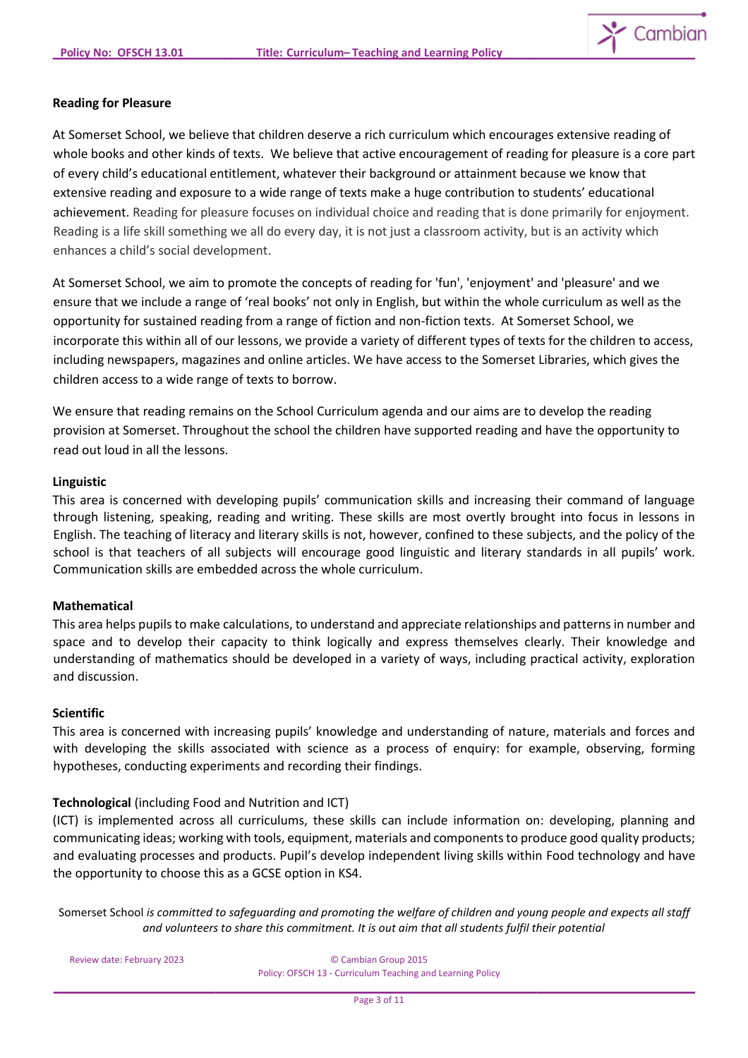**Reading for Pleasure**

At Somerset School, we believe that children deserve a rich curriculum which encourages extensive reading of whole books and other kinds of texts. We believe that active encouragement of reading for pleasure is a core part of every child's educational entitlement, whatever their background or attainment because we know that extensive reading and exposure to a wide range of texts make a huge contribution to students' educational achievement. Reading for pleasure focuses on individual choice and reading that is done primarily for enjoyment. Reading is a life skill something we all do every day, it is not just a classroom activity, but is an activity which enhances a child's social development.

At Somerset School, we aim to promote the concepts of reading for 'fun', 'enjoyment' and 'pleasure' and we ensure that we include a range of 'real books' not only in English, but within the whole curriculum as well as the opportunity for sustained reading from a range of fiction and non-fiction texts. At Somerset School, we incorporate this within all of our lessons, we provide a variety of different types of texts for the children to access, including newspapers, magazines and online articles. We have access to the Somerset Libraries, which gives the children access to a wide range of texts to borrow.

We ensure that reading remains on the School Curriculum agenda and our aims are to develop the reading provision at Somerset. Throughout the school the children have supported reading and have the opportunity to read out loud in all the lessons.

**Linguistic**

This area is concerned with developing pupils' communication skills and increasing their command of language through listening, speaking, reading and writing. These skills are most overtly brought into focus in lessons in English. The teaching of literacy and literary skills is not, however, confined to these subjects, and the policy of the school is that teachers of all subjects will encourage good linguistic and literary standards in all pupils' work. Communication skills are embedded across the whole curriculum.

**Mathematical**

This area helps pupils to make calculations, to understand and appreciate relationships and patterns in number and space and to develop their capacity to think logically and express themselves clearly. Their knowledge and understanding of mathematics should be developed in a variety of ways, including practical activity, exploration and discussion.

**Scientific**

This area is concerned with increasing pupils' knowledge and understanding of nature, materials and forces and with developing the skills associated with science as a process of enquiry: for example, observing, forming hypotheses, conducting experiments and recording their findings.

**Technological** (including Food and Nutrition and ICT)

(ICT) is implemented across all curriculums, these skills can include information on: developing, planning and communicating ideas; working with tools, equipment, materials and components to produce good quality products; and evaluating processes and products. Pupil's develop independent living skills within Food technology and have the opportunity to choose this as a GCSE option in KS4.

Somerset School *is committed to safeguarding and promoting the welfare of children and young people and expects all staff and volunteers to share this commitment. It is out aim that all students fulfil their potential*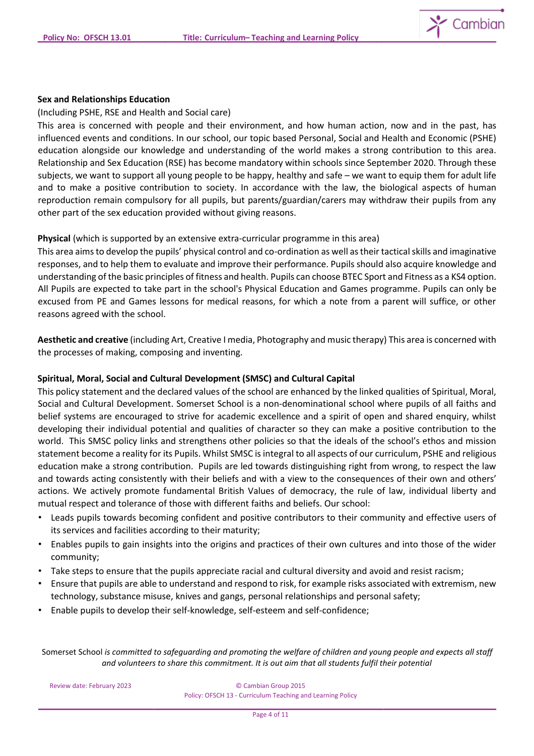**Sex and Relationships Education**

(Including PSHE, RSE and Health and Social care)

This area is concerned with people and their environment, and how human action, now and in the past, has influenced events and conditions. In our school, our topic based Personal, Social and Health and Economic (PSHE) education alongside our knowledge and understanding of the world makes a strong contribution to this area. Relationship and Sex Education (RSE) has become mandatory within schools since September 2020. Through these subjects, we want to support all young people to be happy, healthy and safe – we want to equip them for adult life and to make a positive contribution to society. In accordance with the law, the biological aspects of human reproduction remain compulsory for all pupils, but parents/guardian/carers may withdraw their pupils from any other part of the sex education provided without giving reasons.

**Physical** (which is supported by an extensive extra-curricular programme in this area)

This area aims to develop the pupils' physical control and co-ordination as well as their tactical skills and imaginative responses, and to help them to evaluate and improve their performance. Pupils should also acquire knowledge and understanding of the basic principles of fitness and health. Pupils can choose BTEC Sport and Fitness as a KS4 option. All Pupils are expected to take part in the school's Physical Education and Games programme. Pupils can only be excused from PE and Games lessons for medical reasons, for which a note from a parent will suffice, or other reasons agreed with the school.

**Aesthetic and creative** (including Art, Creative I media, Photography and music therapy) This area is concerned with the processes of making, composing and inventing.

**Spiritual, Moral, Social and Cultural Development (SMSC) and Cultural Capital**

This policy statement and the declared values of the school are enhanced by the linked qualities of Spiritual, Moral, Social and Cultural Development. Somerset School is a non-denominational school where pupils of all faiths and belief systems are encouraged to strive for academic excellence and a spirit of open and shared enquiry, whilst developing their individual potential and qualities of character so they can make a positive contribution to the world. This SMSC policy links and strengthens other policies so that the ideals of the school's ethos and mission statement become a reality for its Pupils. Whilst SMSC is integral to all aspects of our curriculum, PSHE and religious education make a strong contribution. Pupils are led towards distinguishing right from wrong, to respect the law and towards acting consistently with their beliefs and with a view to the consequences of their own and others' actions. We actively promote fundamental British Values of democracy, the rule of law, individual liberty and mutual respect and tolerance of those with different faiths and beliefs. Our school:

- Leads pupils towards becoming confident and positive contributors to their community and effective users of its services and facilities according to their maturity;
- Enables pupils to gain insights into the origins and practices of their own cultures and into those of the wider community;
- Take steps to ensure that the pupils appreciate racial and cultural diversity and avoid and resist racism;
- Ensure that pupils are able to understand and respond to risk, for example risks associated with extremism, new technology, substance misuse, knives and gangs, personal relationships and personal safety;
- Enable pupils to develop their self-knowledge, self-esteem and self-confidence;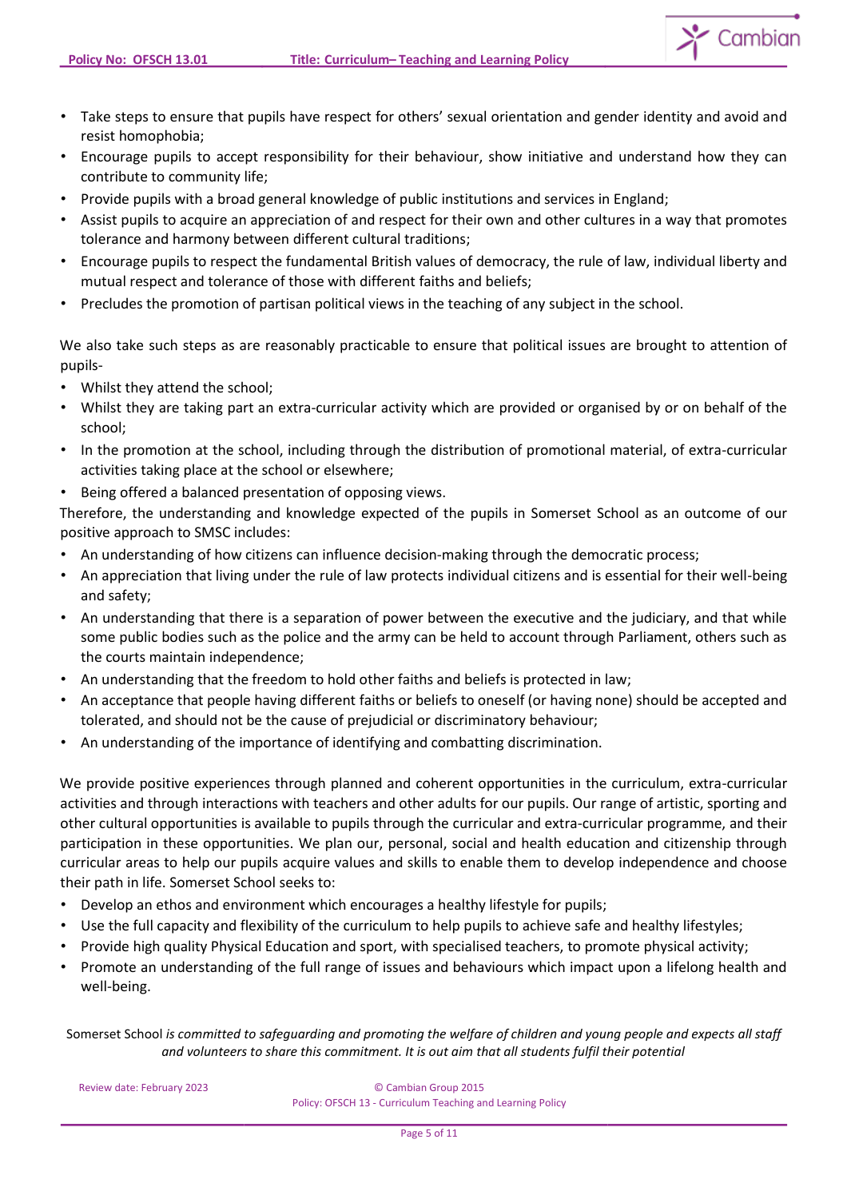- Take steps to ensure that pupils have respect for others' sexual orientation and gender identity and avoid and resist homophobia;
- Encourage pupils to accept responsibility for their behaviour, show initiative and understand how they can contribute to community life;
- Provide pupils with a broad general knowledge of public institutions and services in England;
- Assist pupils to acquire an appreciation of and respect for their own and other cultures in a way that promotes tolerance and harmony between different cultural traditions;
- Encourage pupils to respect the fundamental British values of democracy, the rule of law, individual liberty and mutual respect and tolerance of those with different faiths and beliefs;
- Precludes the promotion of partisan political views in the teaching of any subject in the school.

We also take such steps as are reasonably practicable to ensure that political issues are brought to attention of pupils-

- Whilst they attend the school;
- Whilst they are taking part an extra-curricular activity which are provided or organised by or on behalf of the school;
- In the promotion at the school, including through the distribution of promotional material, of extra-curricular activities taking place at the school or elsewhere;
- Being offered a balanced presentation of opposing views.

Therefore, the understanding and knowledge expected of the pupils in Somerset School as an outcome of our positive approach to SMSC includes:

- An understanding of how citizens can influence decision-making through the democratic process;
- An appreciation that living under the rule of law protects individual citizens and is essential for their well-being and safety;
- An understanding that there is a separation of power between the executive and the judiciary, and that while some public bodies such as the police and the army can be held to account through Parliament, others such as the courts maintain independence;
- An understanding that the freedom to hold other faiths and beliefs is protected in law;
- An acceptance that people having different faiths or beliefs to oneself (or having none) should be accepted and tolerated, and should not be the cause of prejudicial or discriminatory behaviour;
- An understanding of the importance of identifying and combatting discrimination.

We provide positive experiences through planned and coherent opportunities in the curriculum, extra-curricular activities and through interactions with teachers and other adults for our pupils. Our range of artistic, sporting and other cultural opportunities is available to pupils through the curricular and extra-curricular programme, and their participation in these opportunities. We plan our, personal, social and health education and citizenship through curricular areas to help our pupils acquire values and skills to enable them to develop independence and choose their path in life. Somerset School seeks to:

- Develop an ethos and environment which encourages a healthy lifestyle for pupils;
- Use the full capacity and flexibility of the curriculum to help pupils to achieve safe and healthy lifestyles;
- Provide high quality Physical Education and sport, with specialised teachers, to promote physical activity;
- Promote an understanding of the full range of issues and behaviours which impact upon a lifelong health and well-being.

Somerset School *is committed to safeguarding and promoting the welfare of children and young people and expects all staff and volunteers to share this commitment. It is out aim that all students fulfil their potential*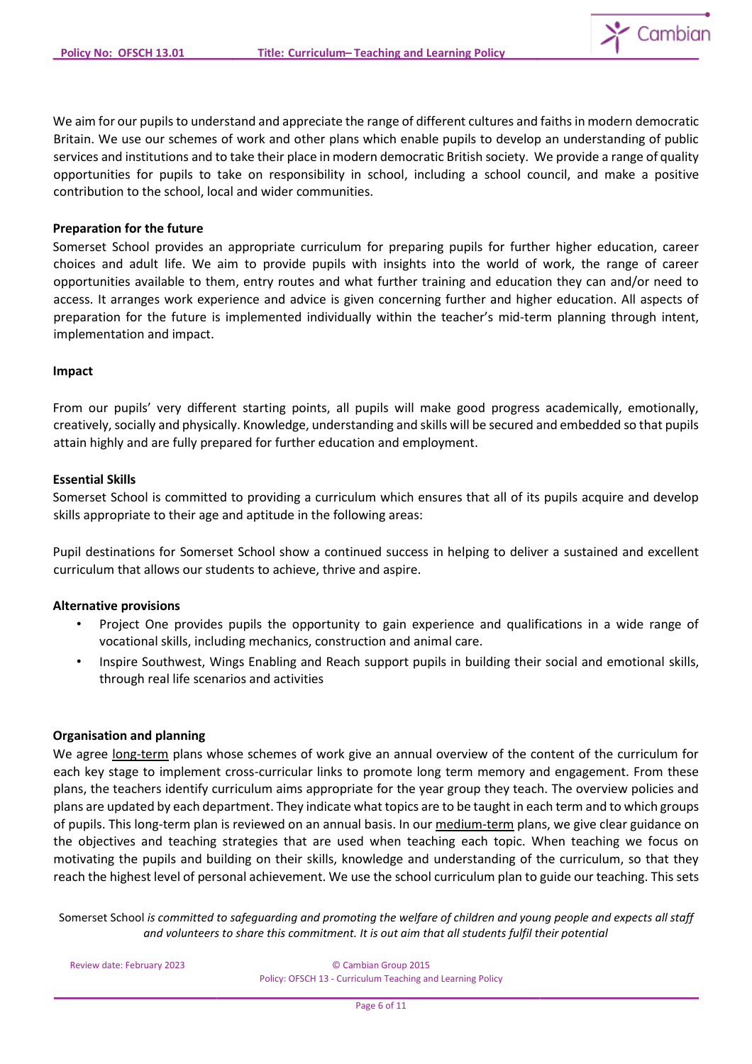We aim for our pupils to understand and appreciate the range of different cultures and faiths in modern democratic Britain. We use our schemes of work and other plans which enable pupils to develop an understanding of public services and institutions and to take their place in modern democratic British society. We provide a range of quality opportunities for pupils to take on responsibility in school, including a school council, and make a positive contribution to the school, local and wider communities.

**Preparation for the future**

Somerset School provides an appropriate curriculum for preparing pupils for further higher education, career choices and adult life. We aim to provide pupils with insights into the world of work, the range of career opportunities available to them, entry routes and what further training and education they can and/or need to access. It arranges work experience and advice is given concerning further and higher education. All aspects of preparation for the future is implemented individually within the teacher's mid-term planning through intent, implementation and impact.

**Impact**

From our pupils' very different starting points, all pupils will make good progress academically, emotionally, creatively, socially and physically. Knowledge, understanding and skills will be secured and embedded so that pupils attain highly and are fully prepared for further education and employment.

**Essential Skills**

Somerset School is committed to providing a curriculum which ensures that all of its pupils acquire and develop skills appropriate to their age and aptitude in the following areas:

Pupil destinations for Somerset School show a continued success in helping to deliver a sustained and excellent curriculum that allows our students to achieve, thrive and aspire.

**Alternative provisions**

- Project One provides pupils the opportunity to gain experience and qualifications in a wide range of vocational skills, including mechanics, construction and animal care.
- Inspire Southwest, Wings Enabling and Reach support pupils in building their social and emotional skills, through real life scenarios and activities

**Organisation and planning**

We agree <u>long-term</u> plans whose schemes of work give an annual overview of the content of the curriculum for each key stage to implement cross-curricular links to promote long term memory and engagement. From these plans, the teachers identify curriculum aims appropriate for the year group they teach. The overview policies and plans are updated by each department. They indicate what topics are to be taught in each term and to which groups of pupils. This long-term plan is reviewed on an annual basis. In our <u>medium-term</u> plans, we give clear guidance on the objectives and teaching strategies that are used when teaching each topic. When teaching we focus on motivating the pupils and building on their skills, knowledge and understanding of the curriculum, so that they reach the highest level of personal achievement. We use the school curriculum plan to guide our teaching. This sets

Somerset School *is committed to safeguarding and promoting the welfare of children and young people and expects all staff and volunteers to share this commitment. It is out aim that all students fulfil their potential*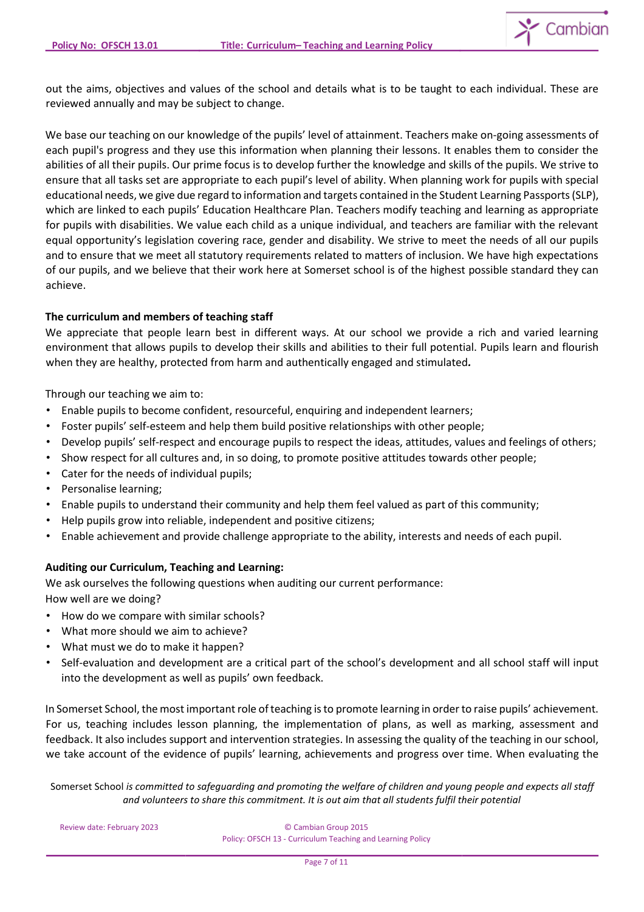out the aims, objectives and values of the school and details what is to be taught to each individual. These are reviewed annually and may be subject to change.

We base our teaching on our knowledge of the pupils' level of attainment. Teachers make on-going assessments of each pupil's progress and they use this information when planning their lessons. It enables them to consider the abilities of all their pupils. Our prime focus is to develop further the knowledge and skills of the pupils. We strive to ensure that all tasks set are appropriate to each pupil's level of ability. When planning work for pupils with special educational needs, we give due regard to information and targets contained in the Student Learning Passports (SLP), which are linked to each pupils' Education Healthcare Plan. Teachers modify teaching and learning as appropriate for pupils with disabilities. We value each child as a unique individual, and teachers are familiar with the relevant equal opportunity's legislation covering race, gender and disability. We strive to meet the needs of all our pupils and to ensure that we meet all statutory requirements related to matters of inclusion. We have high expectations of our pupils, and we believe that their work here at Somerset school is of the highest possible standard they can achieve.

**The curriculum and members of teaching staff**

We appreciate that people learn best in different ways. At our school we provide a rich and varied learning environment that allows pupils to develop their skills and abilities to their full potential. Pupils learn and flourish when they are healthy, protected from harm and authentically engaged and stimulated***.***

Through our teaching we aim to:

- Enable pupils to become confident, resourceful, enquiring and independent learners;
- Foster pupils' self-esteem and help them build positive relationships with other people;
- Develop pupils' self-respect and encourage pupils to respect the ideas, attitudes, values and feelings of others;
- Show respect for all cultures and, in so doing, to promote positive attitudes towards other people;
- Cater for the needs of individual pupils;
- Personalise learning;
- Enable pupils to understand their community and help them feel valued as part of this community;
- Help pupils grow into reliable, independent and positive citizens;
- Enable achievement and provide challenge appropriate to the ability, interests and needs of each pupil.

**Auditing our Curriculum, Teaching and Learning:**

We ask ourselves the following questions when auditing our current performance:
How well are we doing?

- How do we compare with similar schools?
- What more should we aim to achieve?
- What must we do to make it happen?
- Self-evaluation and development are a critical part of the school's development and all school staff will input into the development as well as pupils' own feedback.

In Somerset School, the most important role of teaching is to promote learning in order to raise pupils' achievement. For us, teaching includes lesson planning, the implementation of plans, as well as marking, assessment and feedback. It also includes support and intervention strategies. In assessing the quality of the teaching in our school, we take account of the evidence of pupils' learning, achievements and progress over time. When evaluating the

Somerset School *is committed to safeguarding and promoting the welfare of children and young people and expects all staff and volunteers to share this commitment. It is out aim that all students fulfil their potential*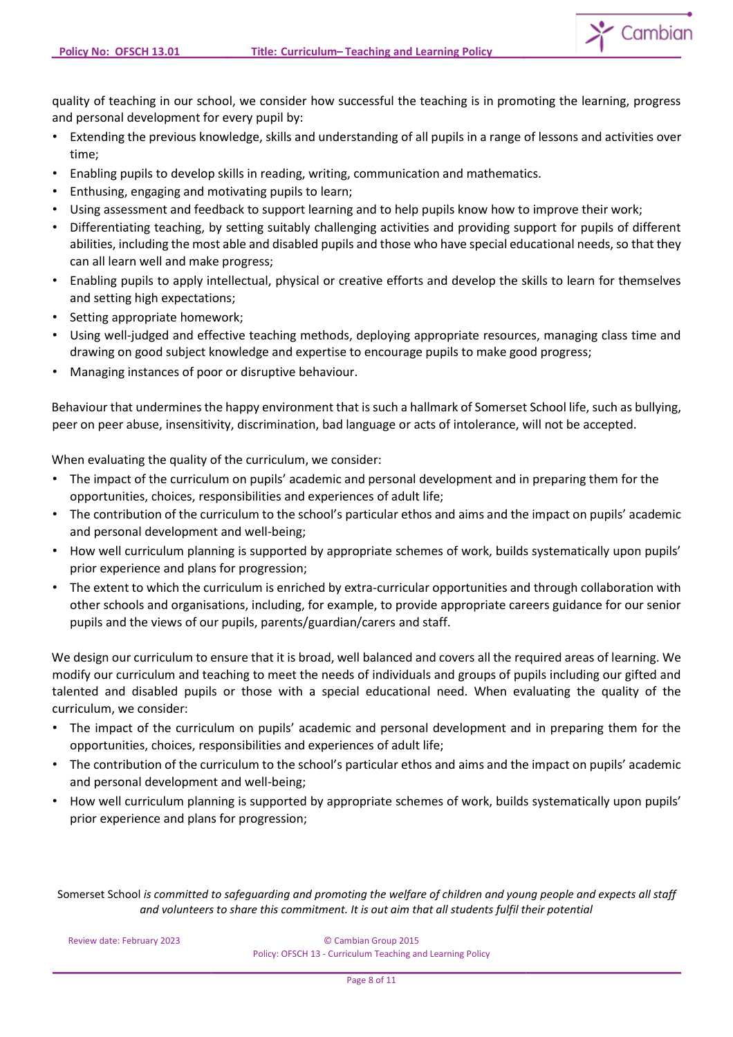quality of teaching in our school, we consider how successful the teaching is in promoting the learning, progress and personal development for every pupil by:

- Extending the previous knowledge, skills and understanding of all pupils in a range of lessons and activities over time;
- Enabling pupils to develop skills in reading, writing, communication and mathematics.
- Enthusing, engaging and motivating pupils to learn;
- Using assessment and feedback to support learning and to help pupils know how to improve their work;
- Differentiating teaching, by setting suitably challenging activities and providing support for pupils of different abilities, including the most able and disabled pupils and those who have special educational needs, so that they can all learn well and make progress;
- Enabling pupils to apply intellectual, physical or creative efforts and develop the skills to learn for themselves and setting high expectations;
- Setting appropriate homework;
- Using well-judged and effective teaching methods, deploying appropriate resources, managing class time and drawing on good subject knowledge and expertise to encourage pupils to make good progress;
- Managing instances of poor or disruptive behaviour.

Behaviour that undermines the happy environment that is such a hallmark of Somerset School life, such as bullying, peer on peer abuse, insensitivity, discrimination, bad language or acts of intolerance, will not be accepted.

When evaluating the quality of the curriculum, we consider:

- The impact of the curriculum on pupils' academic and personal development and in preparing them for the opportunities, choices, responsibilities and experiences of adult life;
- The contribution of the curriculum to the school's particular ethos and aims and the impact on pupils' academic and personal development and well-being;
- How well curriculum planning is supported by appropriate schemes of work, builds systematically upon pupils' prior experience and plans for progression;
- The extent to which the curriculum is enriched by extra-curricular opportunities and through collaboration with other schools and organisations, including, for example, to provide appropriate careers guidance for our senior pupils and the views of our pupils, parents/guardian/carers and staff.

We design our curriculum to ensure that it is broad, well balanced and covers all the required areas of learning. We modify our curriculum and teaching to meet the needs of individuals and groups of pupils including our gifted and talented and disabled pupils or those with a special educational need. When evaluating the quality of the curriculum, we consider:

- The impact of the curriculum on pupils' academic and personal development and in preparing them for the opportunities, choices, responsibilities and experiences of adult life;
- The contribution of the curriculum to the school's particular ethos and aims and the impact on pupils' academic and personal development and well-being;
- How well curriculum planning is supported by appropriate schemes of work, builds systematically upon pupils' prior experience and plans for progression;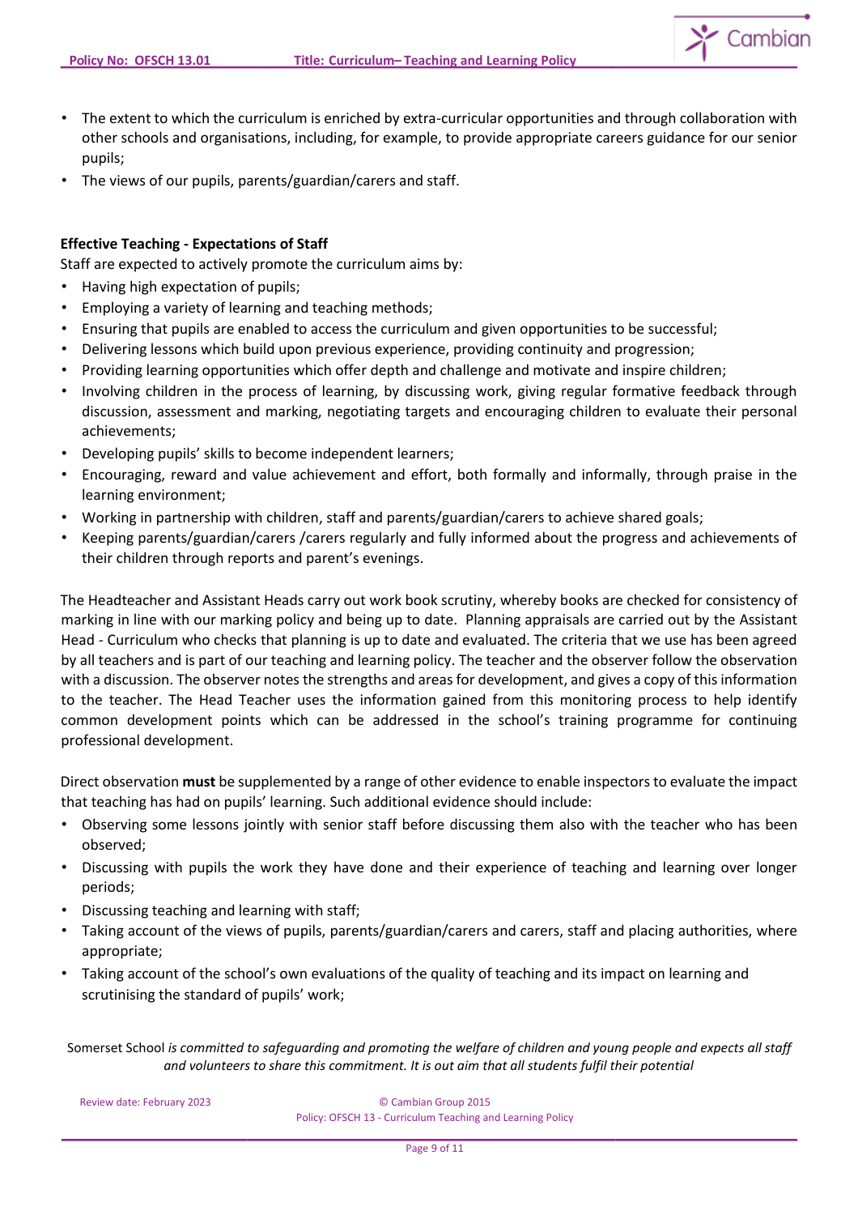- The extent to which the curriculum is enriched by extra-curricular opportunities and through collaboration with other schools and organisations, including, for example, to provide appropriate careers guidance for our senior pupils;
- The views of our pupils, parents/guardian/carers and staff.

**Effective Teaching - Expectations of Staff**

Staff are expected to actively promote the curriculum aims by:

- Having high expectation of pupils;
- Employing a variety of learning and teaching methods;
- Ensuring that pupils are enabled to access the curriculum and given opportunities to be successful;
- Delivering lessons which build upon previous experience, providing continuity and progression;
- Providing learning opportunities which offer depth and challenge and motivate and inspire children;
- Involving children in the process of learning, by discussing work, giving regular formative feedback through discussion, assessment and marking, negotiating targets and encouraging children to evaluate their personal achievements;
- Developing pupils' skills to become independent learners;
- Encouraging, reward and value achievement and effort, both formally and informally, through praise in the learning environment;
- Working in partnership with children, staff and parents/guardian/carers to achieve shared goals;
- Keeping parents/guardian/carers /carers regularly and fully informed about the progress and achievements of their children through reports and parent's evenings.

The Headteacher and Assistant Heads carry out work book scrutiny, whereby books are checked for consistency of marking in line with our marking policy and being up to date. Planning appraisals are carried out by the Assistant Head - Curriculum who checks that planning is up to date and evaluated. The criteria that we use has been agreed by all teachers and is part of our teaching and learning policy. The teacher and the observer follow the observation with a discussion. The observer notes the strengths and areas for development, and gives a copy of this information to the teacher. The Head Teacher uses the information gained from this monitoring process to help identify common development points which can be addressed in the school's training programme for continuing professional development.

Direct observation **must** be supplemented by a range of other evidence to enable inspectors to evaluate the impact that teaching has had on pupils' learning. Such additional evidence should include:

- Observing some lessons jointly with senior staff before discussing them also with the teacher who has been observed;
- Discussing with pupils the work they have done and their experience of teaching and learning over longer periods;
- Discussing teaching and learning with staff;
- Taking account of the views of pupils, parents/guardian/carers and carers, staff and placing authorities, where appropriate;
- Taking account of the school's own evaluations of the quality of teaching and its impact on learning and scrutinising the standard of pupils' work;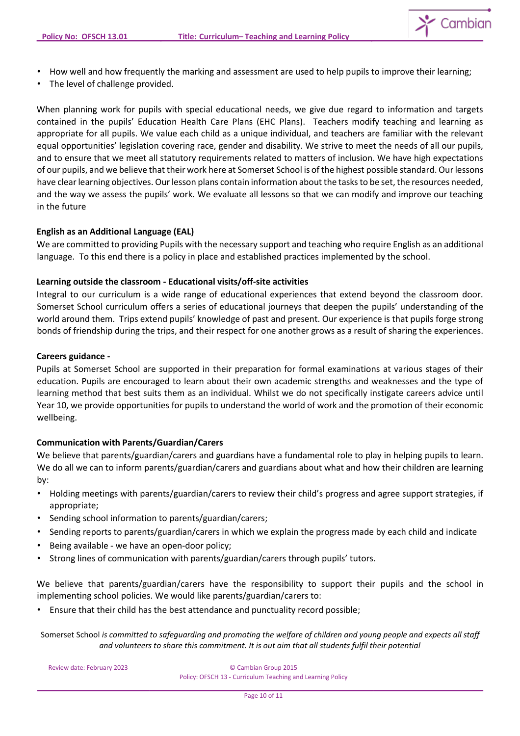- How well and how frequently the marking and assessment are used to help pupils to improve their learning;
- The level of challenge provided.

When planning work for pupils with special educational needs, we give due regard to information and targets contained in the pupils' Education Health Care Plans (EHC Plans). Teachers modify teaching and learning as appropriate for all pupils. We value each child as a unique individual, and teachers are familiar with the relevant equal opportunities' legislation covering race, gender and disability. We strive to meet the needs of all our pupils, and to ensure that we meet all statutory requirements related to matters of inclusion. We have high expectations of our pupils, and we believe that their work here at Somerset School is of the highest possible standard. Our lessons have clear learning objectives. Our lesson plans contain information about the tasks to be set, the resources needed, and the way we assess the pupils' work. We evaluate all lessons so that we can modify and improve our teaching in the future

**English as an Additional Language (EAL)**

We are committed to providing Pupils with the necessary support and teaching who require English as an additional language. To this end there is a policy in place and established practices implemented by the school.

**Learning outside the classroom - Educational visits/off-site activities**

Integral to our curriculum is a wide range of educational experiences that extend beyond the classroom door. Somerset School curriculum offers a series of educational journeys that deepen the pupils' understanding of the world around them. Trips extend pupils' knowledge of past and present. Our experience is that pupils forge strong bonds of friendship during the trips, and their respect for one another grows as a result of sharing the experiences.

**Careers guidance -**

Pupils at Somerset School are supported in their preparation for formal examinations at various stages of their education. Pupils are encouraged to learn about their own academic strengths and weaknesses and the type of learning method that best suits them as an individual. Whilst we do not specifically instigate careers advice until Year 10, we provide opportunities for pupils to understand the world of work and the promotion of their economic wellbeing.

**Communication with Parents/Guardian/Carers**

We believe that parents/guardian/carers and guardians have a fundamental role to play in helping pupils to learn. We do all we can to inform parents/guardian/carers and guardians about what and how their children are learning by:

- Holding meetings with parents/guardian/carers to review their child's progress and agree support strategies, if appropriate;
- Sending school information to parents/guardian/carers;
- Sending reports to parents/guardian/carers in which we explain the progress made by each child and indicate
- Being available - we have an open-door policy;
- Strong lines of communication with parents/guardian/carers through pupils' tutors.

We believe that parents/guardian/carers have the responsibility to support their pupils and the school in implementing school policies. We would like parents/guardian/carers to:

- Ensure that their child has the best attendance and punctuality record possible;

Somerset School *is committed to safeguarding and promoting the welfare of children and young people and expects all staff and volunteers to share this commitment. It is out aim that all students fulfil their potential*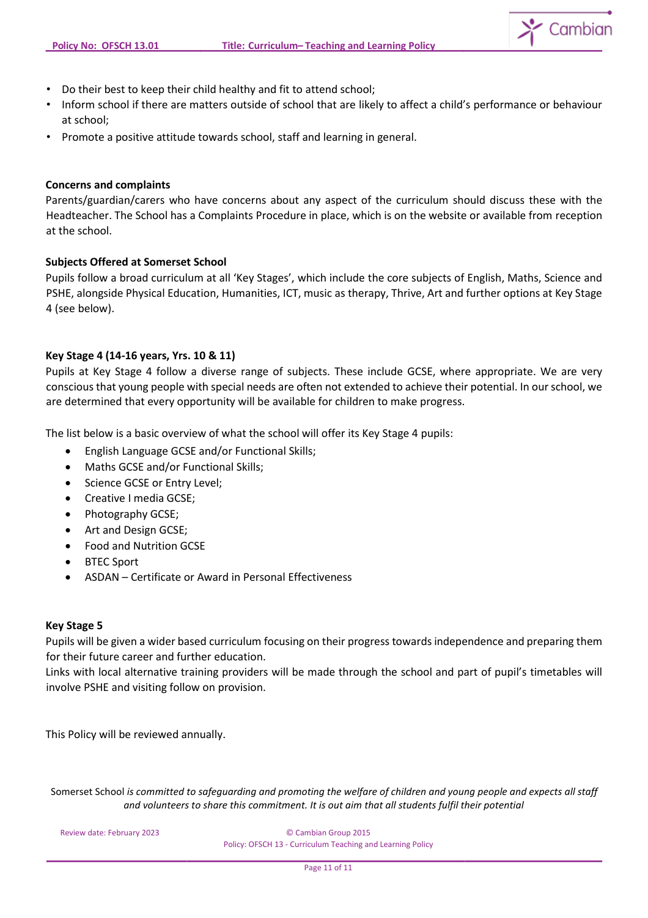- Do their best to keep their child healthy and fit to attend school;
- Inform school if there are matters outside of school that are likely to affect a child's performance or behaviour at school;
- Promote a positive attitude towards school, staff and learning in general.

**Concerns and complaints**

Parents/guardian/carers who have concerns about any aspect of the curriculum should discuss these with the Headteacher. The School has a Complaints Procedure in place, which is on the website or available from reception at the school.

**Subjects Offered at Somerset School**

Pupils follow a broad curriculum at all 'Key Stages', which include the core subjects of English, Maths, Science and PSHE, alongside Physical Education, Humanities, ICT, music as therapy, Thrive, Art and further options at Key Stage 4 (see below).

**Key Stage 4 (14-16 years, Yrs. 10 & 11)**

Pupils at Key Stage 4 follow a diverse range of subjects. These include GCSE, where appropriate. We are very conscious that young people with special needs are often not extended to achieve their potential. In our school, we are determined that every opportunity will be available for children to make progress.

The list below is a basic overview of what the school will offer its Key Stage 4 pupils:

- English Language GCSE and/or Functional Skills;
- Maths GCSE and/or Functional Skills;
- Science GCSE or Entry Level;
- Creative I media GCSE;
- Photography GCSE;
- Art and Design GCSE;
- Food and Nutrition GCSE
- BTEC Sport
- ASDAN – Certificate or Award in Personal Effectiveness

**Key Stage 5**

Pupils will be given a wider based curriculum focusing on their progress towards independence and preparing them for their future career and further education.

Links with local alternative training providers will be made through the school and part of pupil's timetables will involve PSHE and visiting follow on provision.

This Policy will be reviewed annually.

Somerset School *is committed to safeguarding and promoting the welfare of children and young people and expects all staff and volunteers to share this commitment. It is out aim that all students fulfil their potential*

Review date: February 2023